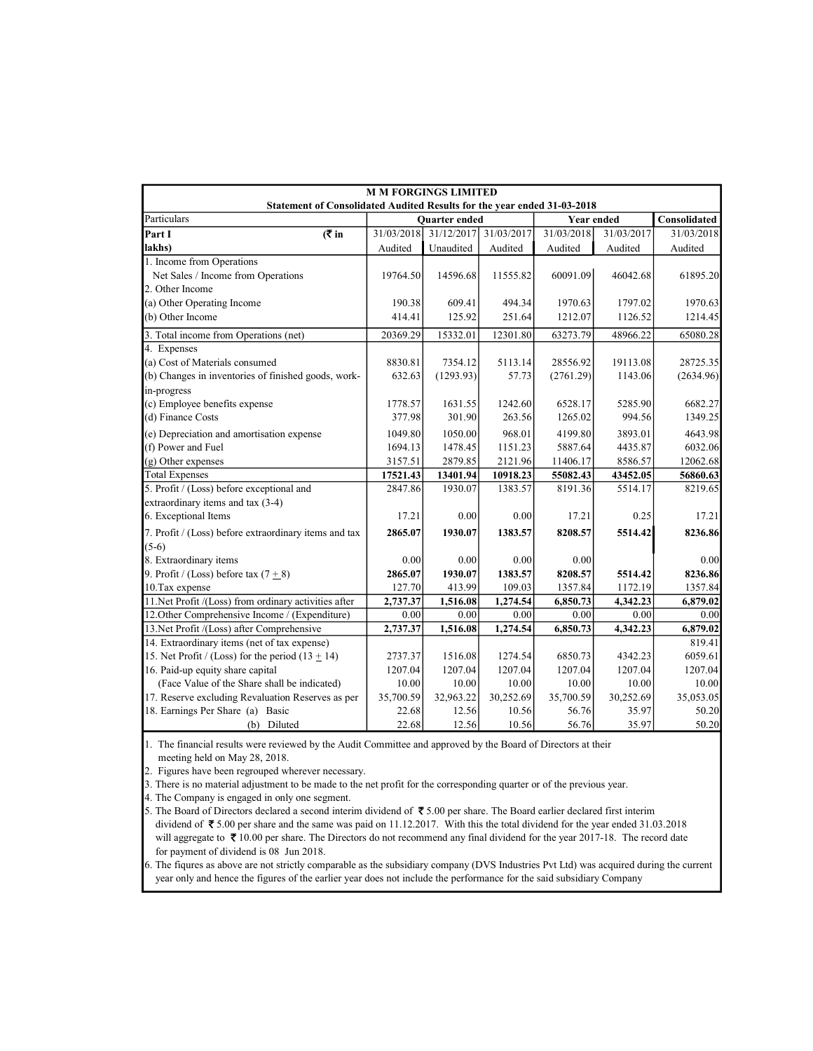# M M FORGINGS LIMITED

## Statement of Consolidated Audited Results for the year ended 31-03-2018

| Particulars | Quarter ended | | | Year ended | | Consolidated |
|---|---|---|---|---|---|---|
| **Part I (₹ in lakhs)** | 31/03/2018 | 31/12/2017 | 31/03/2017 | 31/03/2018 | 31/03/2017 | 31/03/2018 |
| | Audited | Unaudited | Audited | Audited | Audited | Audited |
| 1. Income from Operations | | | | | | |
| Net Sales / Income from Operations | 19764.50 | 14596.68 | 11555.82 | 60091.09 | 46042.68 | 61895.20 |
| 2. Other Income | | | | | | |
| (a) Other Operating Income | 190.38 | 609.41 | 494.34 | 1970.63 | 1797.02 | 1970.63 |
| (b) Other Income | 414.41 | 125.92 | 251.64 | 1212.07 | 1126.52 | 1214.45 |
| 3. Total income from Operations (net) | 20369.29 | 15332.01 | 12301.80 | 63273.79 | 48966.22 | 65080.28 |
| 4. Expenses | | | | | | |
| (a) Cost of Materials consumed | 8830.81 | 7354.12 | 5113.14 | 28556.92 | 19113.08 | 28725.35 |
| (b) Changes in inventories of finished goods, work-in-progress | 632.63 | (1293.93) | 57.73 | (2761.29) | 1143.06 | (2634.96) |
| (c) Employee benefits expense | 1778.57 | 1631.55 | 1242.60 | 6528.17 | 5285.90 | 6682.27 |
| (d) Finance Costs | 377.98 | 301.90 | 263.56 | 1265.02 | 994.56 | 1349.25 |
| (e) Depreciation and amortisation expense | 1049.80 | 1050.00 | 968.01 | 4199.80 | 3893.01 | 4643.98 |
| (f) Power and Fuel | 1694.13 | 1478.45 | 1151.23 | 5887.64 | 4435.87 | 6032.06 |
| (g) Other expenses | 3157.51 | 2879.85 | 2121.96 | 11406.17 | 8586.57 | 12062.68 |
| Total Expenses | **17521.43** | **13401.94** | **10918.23** | **55082.43** | **43452.05** | **56860.63** |
| 5. Profit / (Loss) before exceptional and extraordinary items and tax (3-4) | 2847.86 | 1930.07 | 1383.57 | 8191.36 | 5514.17 | 8219.65 |
| 6. Exceptional Items | 17.21 | 0.00 | 0.00 | 17.21 | 0.25 | 17.21 |
| 7. Profit / (Loss) before extraordinary items and tax (5-6) | **2865.07** | **1930.07** | **1383.57** | **8208.57** | **5514.42** | **8236.86** |
| 8. Extraordinary items | 0.00 | 0.00 | 0.00 | 0.00 | | 0.00 |
| 9. Profit / (Loss) before tax (7 ± 8) | **2865.07** | **1930.07** | **1383.57** | **8208.57** | **5514.42** | **8236.86** |
| 10.Tax expense | 127.70 | 413.99 | 109.03 | 1357.84 | 1172.19 | 1357.84 |
| 11.Net Profit /(Loss) from ordinary activities after | **2,737.37** | **1,516.08** | **1,274.54** | **6,850.73** | **4,342.23** | **6,879.02** |
| 12.Other Comprehensive Income / (Expenditure) | 0.00 | 0.00 | 0.00 | 0.00 | 0.00 | 0.00 |
| 13.Net Profit /(Loss) after Comprehensive | **2,737.37** | **1,516.08** | **1,274.54** | **6,850.73** | **4,342.23** | **6,879.02** |
| 14. Extraordinary items (net of tax expense) | | | | | | 819.41 |
| 15. Net Profit / (Loss) for the period (13 ± 14) | 2737.37 | 1516.08 | 1274.54 | 6850.73 | 4342.23 | 6059.61 |
| 16. Paid-up equity share capital | 1207.04 | 1207.04 | 1207.04 | 1207.04 | 1207.04 | 1207.04 |
| (Face Value of the Share shall be indicated) | 10.00 | 10.00 | 10.00 | 10.00 | 10.00 | 10.00 |
| 17. Reserve excluding Revaluation Reserves as per | 35,700.59 | 32,963.22 | 30,252.69 | 35,700.59 | 30,252.69 | 35,053.05 |
| 18. Earnings Per Share (a) Basic | 22.68 | 12.56 | 10.56 | 56.76 | 35.97 | 50.20 |
| (b) Diluted | 22.68 | 12.56 | 10.56 | 56.76 | 35.97 | 50.20 |

1. The financial results were reviewed by the Audit Committee and approved by the Board of Directors at their meeting held on May 28, 2018.
2. Figures have been regrouped wherever necessary.
3. There is no material adjustment to be made to the net profit for the corresponding quarter or of the previous year.
4. The Company is engaged in only one segment.
5. The Board of Directors declared a second interim dividend of ₹ 5.00 per share. The Board earlier declared first interim dividend of ₹ 5.00 per share and the same was paid on 11.12.2017. With this the total dividend for the year ended 31.03.2018 will aggregate to ₹ 10.00 per share. The Directors do not recommend any final dividend for the year 2017-18. The record date for payment of dividend is 08 Jun 2018.
6. The fiqures as above are not strictly comparable as the subsidiary company (DVS Industries Pvt Ltd) was acquired during the current year only and hence the figures of the earlier year does not include the performance for the said subsidiary Company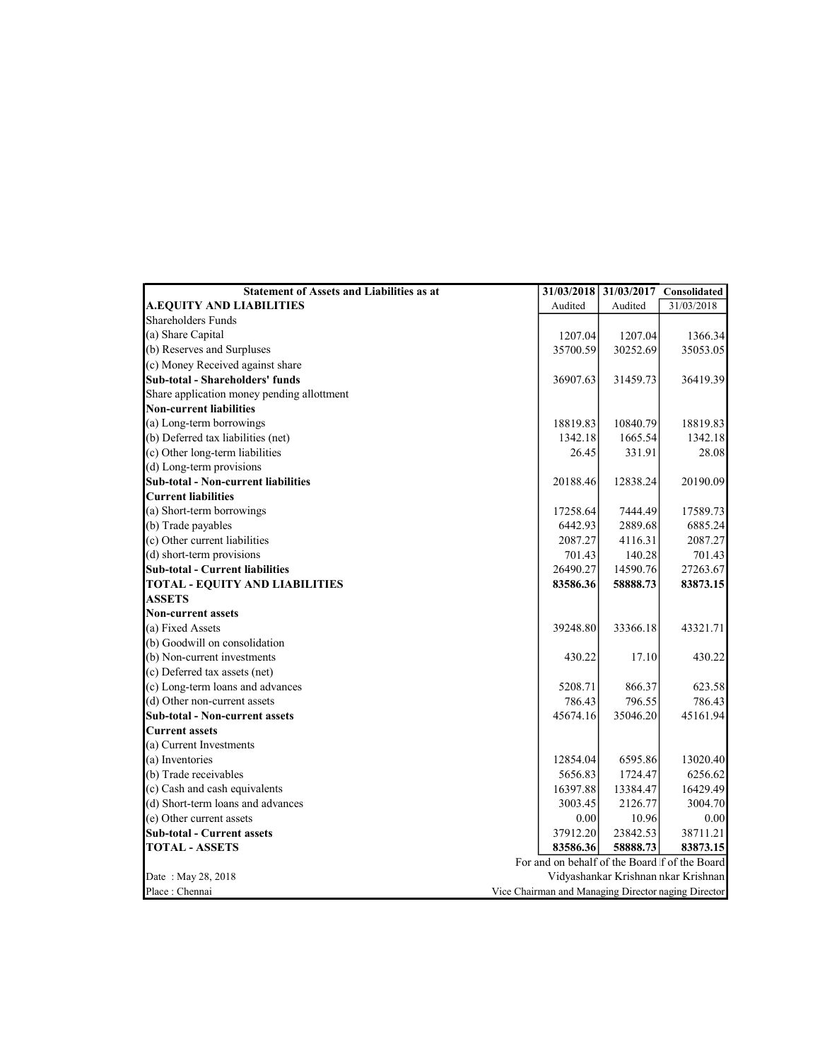| Statement of Assets and Liabilities as at | 31/03/2018 | 31/03/2017 | Consolidated |
|---|---|---|---|
| **A.EQUITY AND LIABILITIES** | Audited | Audited | 31/03/2018 |
| Shareholders Funds | | | |
| (a) Share Capital | 1207.04 | 1207.04 | 1366.34 |
| (b) Reserves and Surpluses | 35700.59 | 30252.69 | 35053.05 |
| (c) Money Received against share | | | |
| **Sub-total - Shareholders' funds** | 36907.63 | 31459.73 | 36419.39 |
| Share application money pending allottment | | | |
| **Non-current liabilities** | | | |
| (a) Long-term borrowings | 18819.83 | 10840.79 | 18819.83 |
| (b) Deferred tax liabilities (net) | 1342.18 | 1665.54 | 1342.18 |
| (c) Other long-term liabilities | 26.45 | 331.91 | 28.08 |
| (d) Long-term provisions | | | |
| **Sub-total - Non-current liabilities** | 20188.46 | 12838.24 | 20190.09 |
| **Current liabilities** | | | |
| (a) Short-term borrowings | 17258.64 | 7444.49 | 17589.73 |
| (b) Trade payables | 6442.93 | 2889.68 | 6885.24 |
| (c) Other current liabilities | 2087.27 | 4116.31 | 2087.27 |
| (d) short-term provisions | 701.43 | 140.28 | 701.43 |
| **Sub-total - Current liabilities** | 26490.27 | 14590.76 | 27263.67 |
| **TOTAL - EQUITY AND LIABILITIES** | **83586.36** | **58888.73** | **83873.15** |
| **ASSETS** | | | |
| **Non-current assets** | | | |
| (a) Fixed Assets | 39248.80 | 33366.18 | 43321.71 |
| (b) Goodwill on consolidation | | | |
| (b) Non-current investments | 430.22 | 17.10 | 430.22 |
| (c) Deferred tax assets (net) | | | |
| (c) Long-term loans and advances | 5208.71 | 866.37 | 623.58 |
| (d) Other non-current assets | 786.43 | 796.55 | 786.43 |
| **Sub-total - Non-current assets** | 45674.16 | 35046.20 | 45161.94 |
| **Current assets** | | | |
| (a) Current Investments | | | |
| (a) Inventories | 12854.04 | 6595.86 | 13020.40 |
| (b) Trade receivables | 5656.83 | 1724.47 | 6256.62 |
| (c) Cash and cash equivalents | 16397.88 | 13384.47 | 16429.49 |
| (d) Short-term loans and advances | 3003.45 | 2126.77 | 3004.70 |
| (e) Other current assets | 0.00 | 10.96 | 0.00 |
| **Sub-total - Current assets** | 37912.20 | 23842.53 | 38711.21 |
| **TOTAL - ASSETS** | **83586.36** | **58888.73** | **83873.15** |

For and on behalf of the Board lf of the Board

Date : May 28, 2018

Vidyashankar Krishnan nkar Krishnan

Place : Chennai

Vice Chairman and Managing Director naging Director